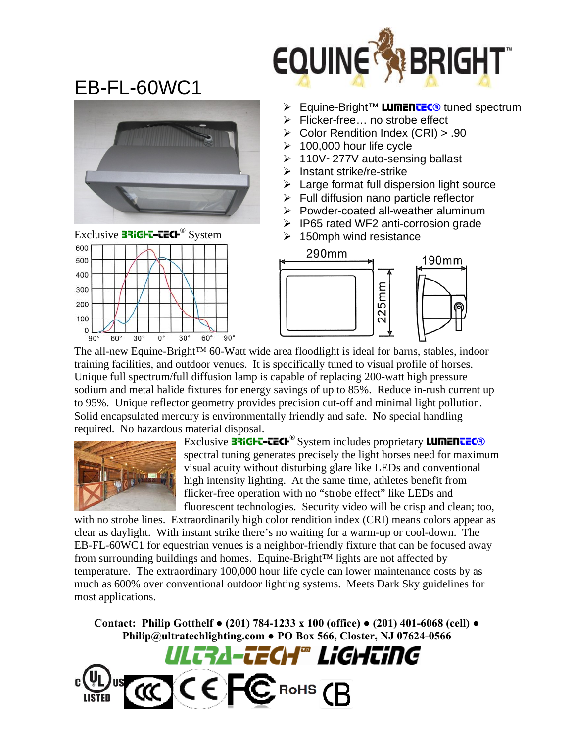# EB-FL-60WC1

- Equine-Bright™ LUMENTEC® tuned spectrum
- Flicker-free… no strobe effect
- Color Rendition Index (CRI) > .90
- 100,000 hour life cycle
- 110V~277V auto-sensing ballast
- Instant strike/re-strike
- Large format full dispersion light source
- Full diffusion nano particle reflector
- Powder-coated all-weather aluminum
- IP65 rated WF2 anti-corrosion grade
- 150mph wind resistance

Exclusive BRIGHT-TECH® System

The all-new Equine-Bright™ 60-Watt wide area floodlight is ideal for barns, stables, indoor training facilities, and outdoor venues. It is specifically tuned to visual profile of horses. Unique full spectrum/full diffusion lamp is capable of replacing 200-watt high pressure sodium and metal halide fixtures for energy savings of up to 85%. Reduce in-rush current up to 95%. Unique reflector geometry provides precision cut-off and minimal light pollution. Solid encapsulated mercury is environmentally friendly and safe. No special handling required. No hazardous material disposal.

Exclusive BRIGHT-TECH® System includes proprietary LUMENTEC® spectral tuning generates precisely the light horses need for maximum visual acuity without disturbing glare like LEDs and conventional high intensity lighting. At the same time, athletes benefit from flicker-free operation with no "strobe effect" like LEDs and fluorescent technologies. Security video will be crisp and clean; too, with no strobe lines. Extraordinarily high color rendition index (CRI) means colors appear as clear as daylight. With instant strike there's no waiting for a warm-up or cool-down. The EB-FL-60WC1 for equestrian venues is a neighbor-friendly fixture that can be focused away from surrounding buildings and homes. Equine-Bright™ lights are not affected by temperature. The extraordinary 100,000 hour life cycle can lower maintenance costs by as much as 600% over conventional outdoor lighting systems. Meets Dark Sky guidelines for most applications.

**Contact: Philip Gotthelf • (201) 784-1233 x 100 (office) • (201) 401-6068 (cell) • Philip@ultratechlighting.com • PO Box 566, Closter, NJ 07624-0566**

ULTRA-TECH™ LIGHTING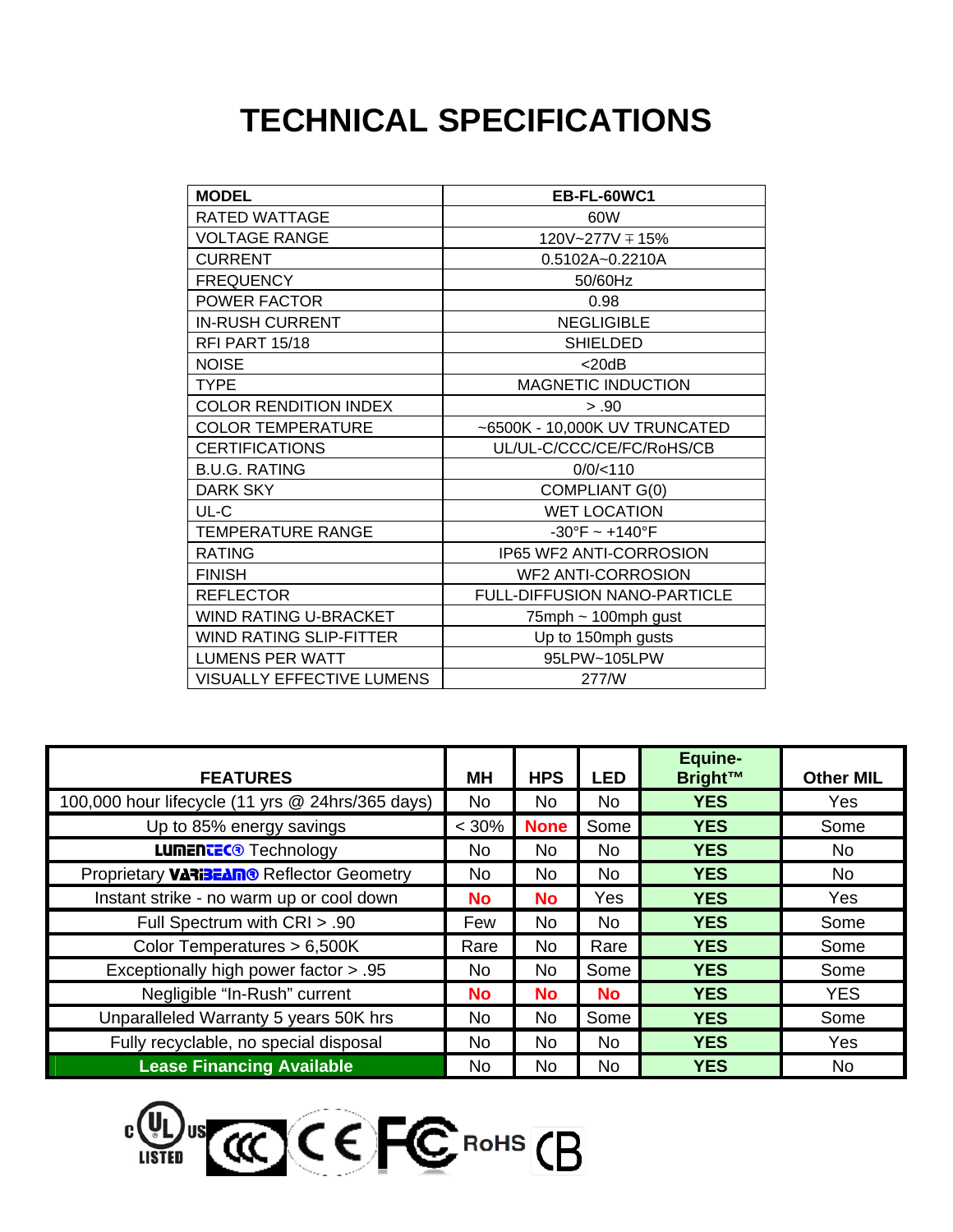# TECHNICAL SPECIFICATIONS

| MODEL | EB-FL-60WC1 |
|---|---|
| RATED WATTAGE | 60W |
| VOLTAGE RANGE | 120V~277V ∓ 15% |
| CURRENT | 0.5102A~0.2210A |
| FREQUECY | 50/60Hz |
| POWER FACTOR | 0.98 |
| IN-RUSH CURRENT | NEGLIGIBLE |
| RFI PART 15/18 | SHIELDED |
| NOISE | <20dB |
| TYPE | MAGNETIC INDUCTION |
| COLOR RENDITION INDEX | > .90 |
| COLOR TEMPERATURE | ~6500K - 10,000K UV TRUNCATED |
| CERTIFICATIONS | UL/UL-C/CCC/CE/FC/RoHS/CB |
| B.U.G. RATING | 0/0/<110 |
| DARK SKY | COMPLIANT G(0) |
| UL-C | WET LOCATION |
| TEMPERATURE RANGE | -30°F ~ +140°F |
| RATING | IP65 WF2 ANTI-CORROSION |
| FINISH | WF2 ANTI-CORROSION |
| REFLECTOR | FULL-DIFFUSION NANO-PARTICLE |
| WIND RATING U-BRACKET | 75mph ~ 100mph gust |
| WIND RATING SLIP-FITTER | Up to 150mph gusts |
| LUMENS PER WATT | 95LPW~105LPW |
| VISUALLY EFFECTIVE LUMENS | 277/W |

| FEATURES | MH | HPS | LED | Equine-Bright™ | Other MIL |
|---|---|---|---|---|---|
| 100,000 hour lifecycle (11 yrs @ 24hrs/365 days) | No | No | No | **YES** | Yes |
| Up to 85% energy savings | < 30% | **None** | Some | **YES** | Some |
| LUMENTEC® Technology | No | No | No | **YES** | No |
| Proprietary VARIBEAM® Reflector Geometry | No | No | No | **YES** | No |
| Instant strike - no warm up or cool down | **No** | **No** | Yes | **YES** | Yes |
| Full Spectrum with CRI > .90 | Few | No | No | **YES** | Some |
| Color Temperatures > 6,500K | Rare | No | Rare | **YES** | Some |
| Exceptionally high power factor > .95 | No | No | Some | **YES** | Some |
| Negligible "In-Rush" current | **No** | **No** | **No** | **YES** | YES |
| Unparalleled Warranty 5 years 50K hrs | No | No | Some | **YES** | Some |
| Fully recyclable, no special disposal | No | No | No | **YES** | Yes |
| **Lease Financing Available** | No | No | No | **YES** | No |

c UL us LISTED CCC CE FC RoHS CB